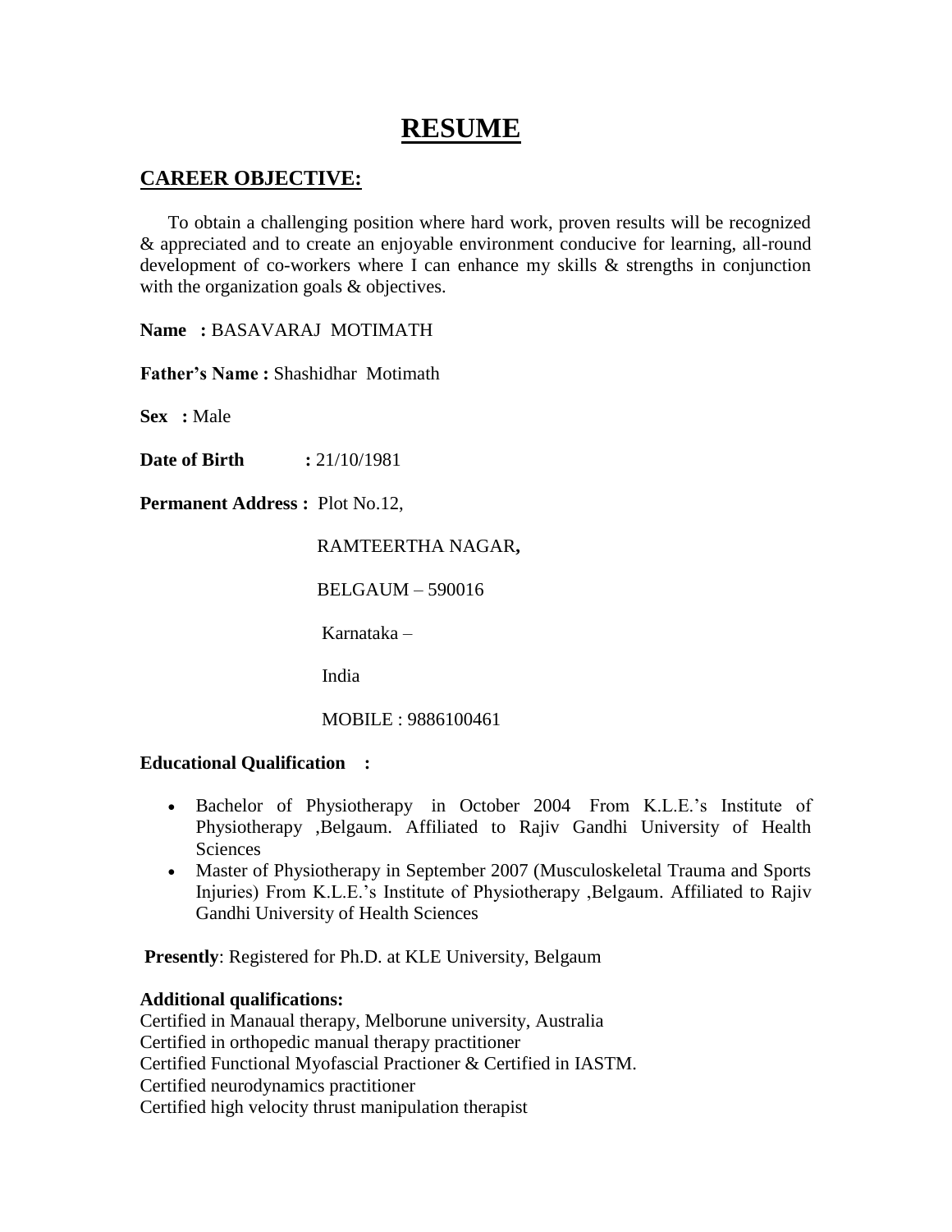# RESUME

## CAREER OBJECTIVE:

To obtain a challenging position where hard work, proven results will be recognized & appreciated and to create an enjoyable environment conducive for learning, all-round development of co-workers where I can enhance my skills & strengths in conjunction with the organization goals & objectives.

**Name :** BASAVARAJ MOTIMATH

**Father's Name :** Shashidhar Motimath

**Sex :** Male

**Date of Birth :** 21/10/1981

**Permanent Address :** Plot No.12,

RAMTEERTHA NAGAR**,**

BELGAUM – 590016

Karnataka –

India

MOBILE : 9886100461

**Educational Qualification :**

- Bachelor of Physiotherapy in October 2004 From K.L.E.'s Institute of Physiotherapy ,Belgaum. Affiliated to Rajiv Gandhi University of Health Sciences
- Master of Physiotherapy in September 2007 (Musculoskeletal Trauma and Sports Injuries) From K.L.E.'s Institute of Physiotherapy ,Belgaum. Affiliated to Rajiv Gandhi University of Health Sciences

**Presently**: Registered for Ph.D. at KLE University, Belgaum

**Additional qualifications:**

Certified in Manaual therapy, Melborune university, Australia
Certified in orthopedic manual therapy practitioner
Certified Functional Myofascial Practioner & Certified in IASTM.
Certified neurodynamics practitioner
Certified high velocity thrust manipulation therapist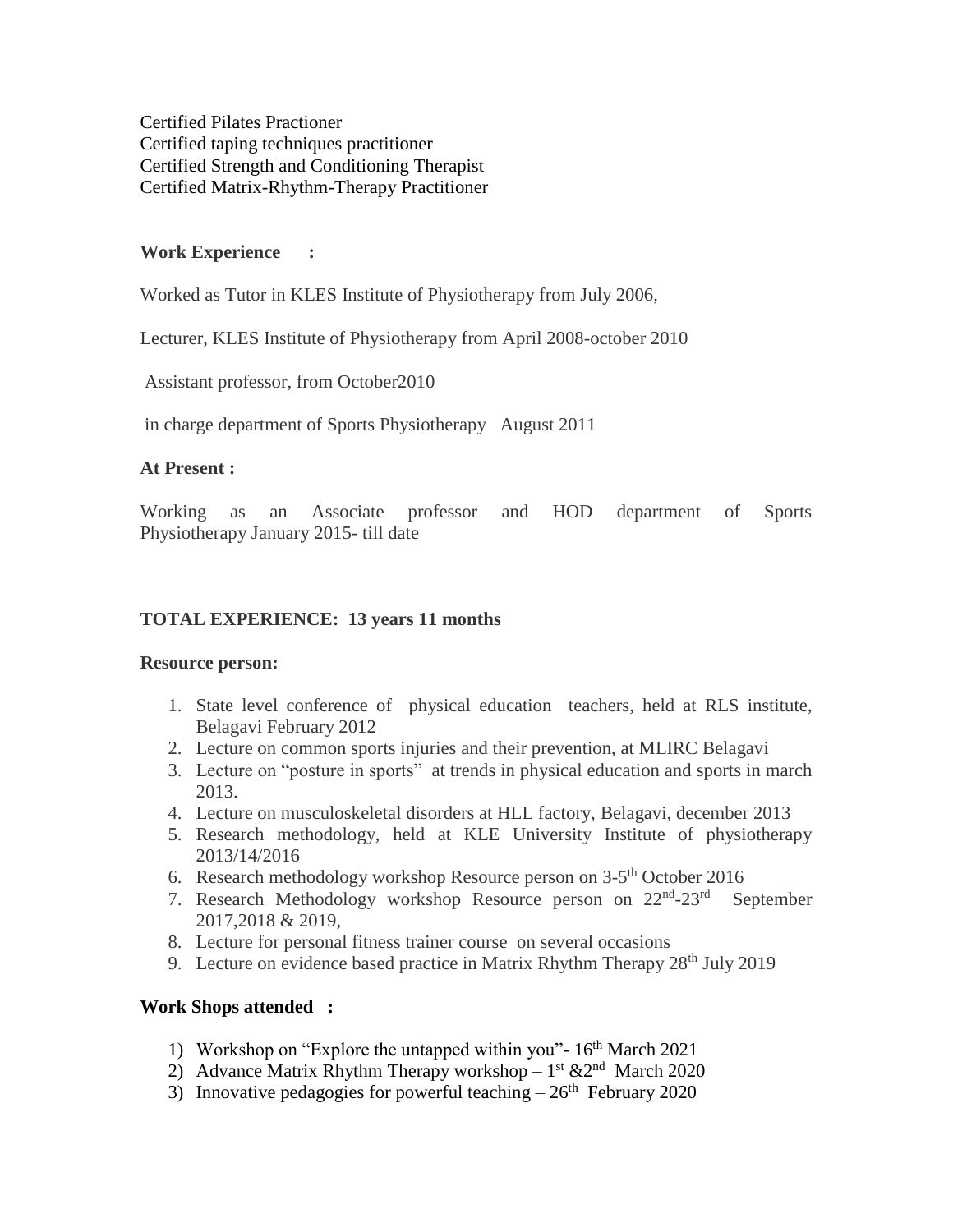Certified Pilates Practioner
Certified taping techniques practitioner
Certified Strength and Conditioning Therapist
Certified Matrix-Rhythm-Therapy Practitioner

**Work Experience :**

Worked as Tutor in KLES Institute of Physiotherapy from July 2006,

Lecturer, KLES Institute of Physiotherapy from April 2008-october 2010

Assistant professor, from October2010

in charge department of Sports Physiotherapy August 2011

**At Present :**

Working as an Associate professor and HOD department of Sports Physiotherapy January 2015- till date

**TOTAL EXPERIENCE: 13 years 11 months**

**Resource person:**

1. State level conference of physical education teachers, held at RLS institute, Belagavi February 2012
2. Lecture on common sports injuries and their prevention, at MLIRC Belagavi
3. Lecture on "posture in sports" at trends in physical education and sports in march 2013.
4. Lecture on musculoskeletal disorders at HLL factory, Belagavi, december 2013
5. Research methodology, held at KLE University Institute of physiotherapy 2013/14/2016
6. Research methodology workshop Resource person on 3-5th October 2016
7. Research Methodology workshop Resource person on 22nd-23rd September 2017,2018 & 2019,
8. Lecture for personal fitness trainer course on several occasions
9. Lecture on evidence based practice in Matrix Rhythm Therapy 28th July 2019

**Work Shops attended :**

1) Workshop on "Explore the untapped within you"- 16th March 2021
2) Advance Matrix Rhythm Therapy workshop – 1st &2nd March 2020
3) Innovative pedagogies for powerful teaching – 26th February 2020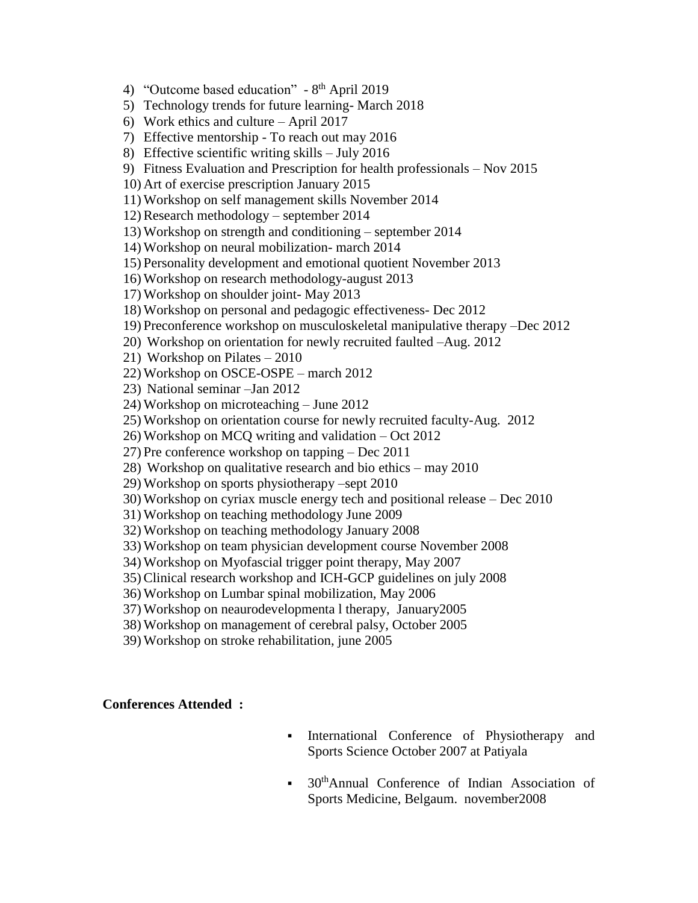4) "Outcome based education" - 8th April 2019
5) Technology trends for future learning- March 2018
6) Work ethics and culture – April 2017
7) Effective mentorship - To reach out may 2016
8) Effective scientific writing skills – July 2016
9) Fitness Evaluation and Prescription for health professionals – Nov 2015
10) Art of exercise prescription January 2015
11) Workshop on self management skills November 2014
12) Research methodology – september 2014
13) Workshop on strength and conditioning – september 2014
14) Workshop on neural mobilization- march 2014
15) Personality development and emotional quotient November 2013
16) Workshop on research methodology-august 2013
17) Workshop on shoulder joint- May 2013
18) Workshop on personal and pedagogic effectiveness- Dec 2012
19) Preconference workshop on musculoskeletal manipulative therapy –Dec 2012
20) Workshop on orientation for newly recruited faulted –Aug. 2012
21) Workshop on Pilates – 2010
22) Workshop on OSCE-OSPE – march 2012
23) National seminar –Jan 2012
24) Workshop on microteaching – June 2012
25) Workshop on orientation course for newly recruited faculty-Aug. 2012
26) Workshop on MCQ writing and validation – Oct 2012
27) Pre conference workshop on tapping – Dec 2011
28) Workshop on qualitative research and bio ethics – may 2010
29) Workshop on sports physiotherapy –sept 2010
30) Workshop on cyriax muscle energy tech and positional release – Dec 2010
31) Workshop on teaching methodology June 2009
32) Workshop on teaching methodology January 2008
33) Workshop on team physician development course November 2008
34) Workshop on Myofascial trigger point therapy, May 2007
35) Clinical research workshop and ICH-GCP guidelines on july 2008
36) Workshop on Lumbar spinal mobilization, May 2006
37) Workshop on neaurodevelopmenta l therapy, January2005
38) Workshop on management of cerebral palsy, October 2005
39) Workshop on stroke rehabilitation, june 2005

**Conferences Attended :**

- International Conference of Physiotherapy and Sports Science October 2007 at Patiyala
- 30thAnnual Conference of Indian Association of Sports Medicine, Belgaum. november2008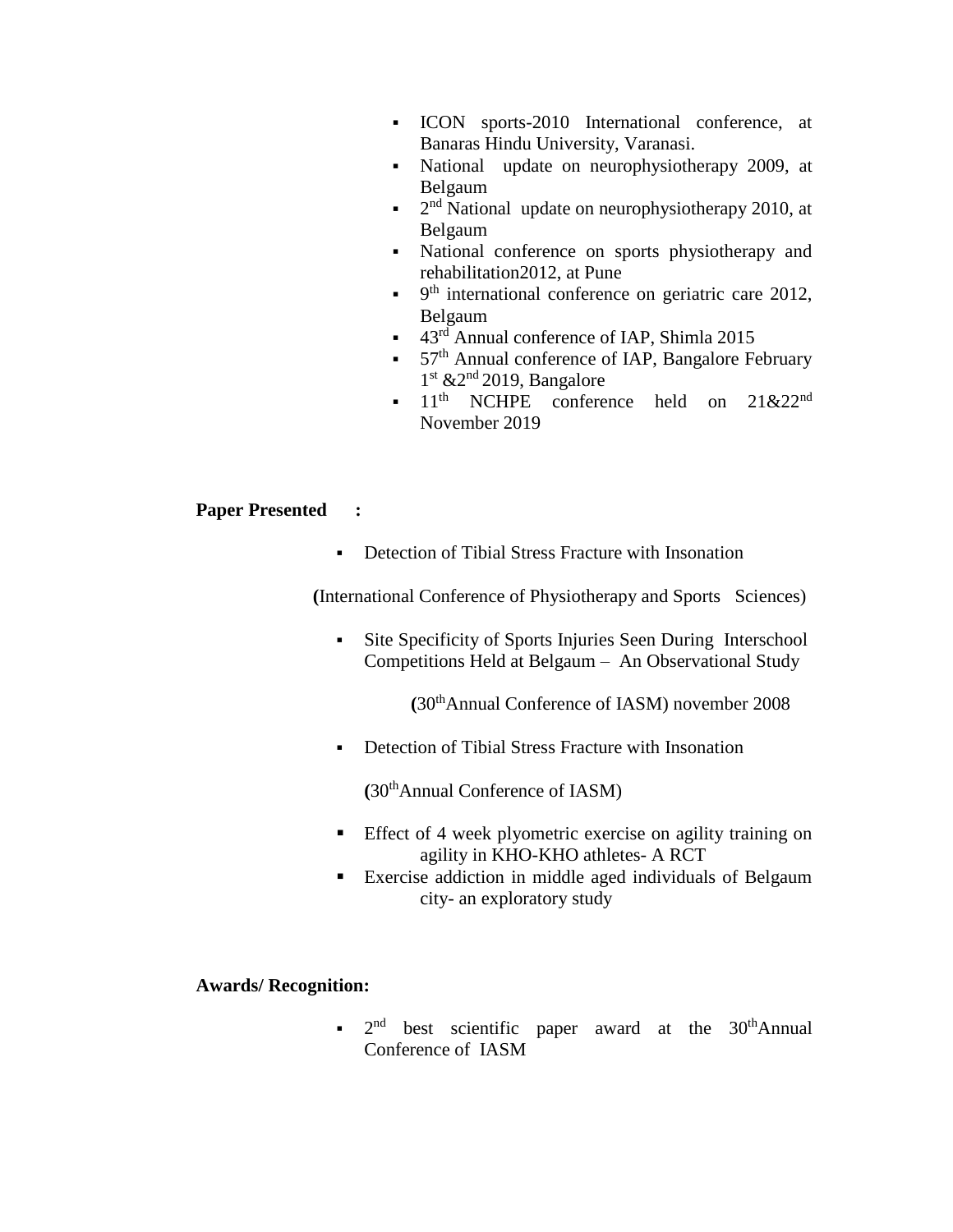- ICON sports-2010 International conference, at Banaras Hindu University, Varanasi.
- National update on neurophysiotherapy 2009, at Belgaum
- 2nd National update on neurophysiotherapy 2010, at Belgaum
- National conference on sports physiotherapy and rehabilitation2012, at Pune
- 9th international conference on geriatric care 2012, Belgaum
- 43rd Annual conference of IAP, Shimla 2015
- 57th Annual conference of IAP, Bangalore February 1st &2nd 2019, Bangalore
- 11th NCHPE conference held on 21&22nd November 2019

**Paper Presented :**

- Detection of Tibial Stress Fracture with Insonation

**(**International Conference of Physiotherapy and Sports Sciences)

- Site Specificity of Sports Injuries Seen During Interschool Competitions Held at Belgaum – An Observational Study

  **(**30th Annual Conference of IASM) november 2008

- Detection of Tibial Stress Fracture with Insonation

  **(**30th Annual Conference of IASM)

- Effect of 4 week plyometric exercise on agility training on agility in KHO-KHO athletes- A RCT
- Exercise addiction in middle aged individuals of Belgaum city- an exploratory study

**Awards/ Recognition:**

- 2nd best scientific paper award at the 30th Annual Conference of IASM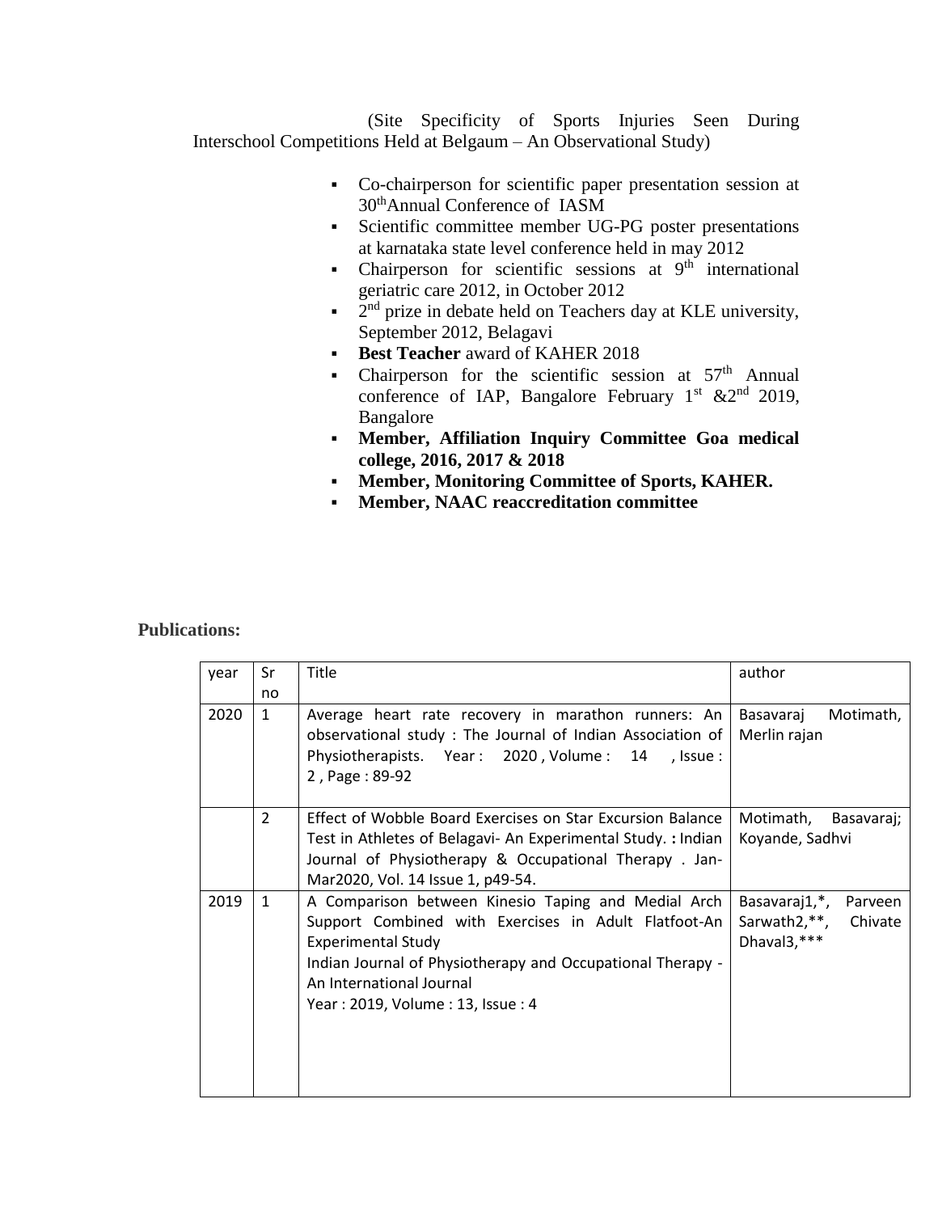(Site Specificity of Sports Injuries Seen During Interschool Competitions Held at Belgaum – An Observational Study)

- Co-chairperson for scientific paper presentation session at 30th Annual Conference of IASM
- Scientific committee member UG-PG poster presentations at karnataka state level conference held in may 2012
- Chairperson for scientific sessions at 9th international geriatric care 2012, in October 2012
- 2nd prize in debate held on Teachers day at KLE university, September 2012, Belagavi
- **Best Teacher** award of KAHER 2018
- Chairperson for the scientific session at 57th Annual conference of IAP, Bangalore February 1st &2nd 2019, Bangalore
- **Member, Affiliation Inquiry Committee Goa medical college, 2016, 2017 & 2018**
- **Member, Monitoring Committee of Sports, KAHER.**
- **Member, NAAC reaccreditation committee**

**Publications:**

| year | Sr no | Title | author |
|---|---|---|---|
| 2020 | 1 | Average heart rate recovery in marathon runners: An observational study : The Journal of Indian Association of Physiotherapists. Year : 2020 , Volume : 14 , Issue : 2 , Page : 89-92 | Basavaraj Motimath, Merlin rajan |
| | 2 | Effect of Wobble Board Exercises on Star Excursion Balance Test in Athletes of Belagavi- An Experimental Study. **:** Indian Journal of Physiotherapy & Occupational Therapy . Jan-Mar2020, Vol. 14 Issue 1, p49-54. | Motimath, Basavaraj; Koyande, Sadhvi |
| 2019 | 1 | A Comparison between Kinesio Taping and Medial Arch Support Combined with Exercises in Adult Flatfoot-An Experimental Study<br>Indian Journal of Physiotherapy and Occupational Therapy - An International Journal<br>Year : 2019, Volume : 13, Issue : 4 | Basavaraj1,*, Parveen Sarwath2,**, Chivate Dhaval3,*** |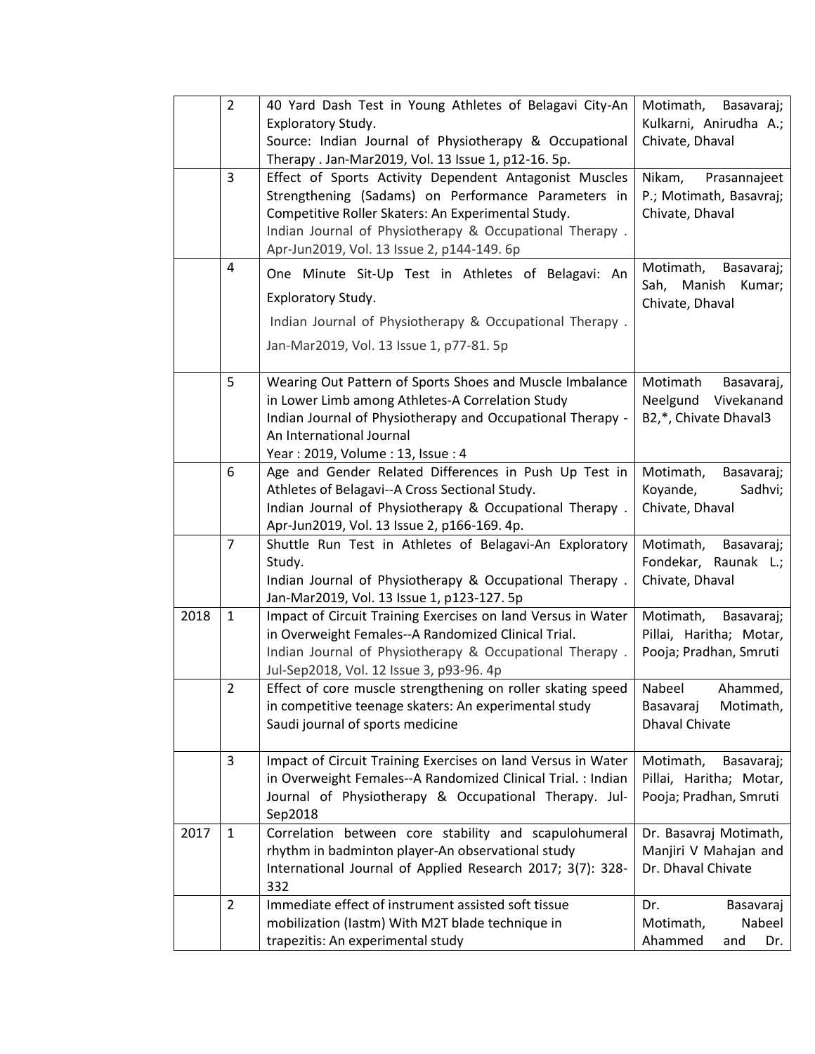| | | | |
|---|---|---|---|
| | 2 | 40 Yard Dash Test in Young Athletes of Belagavi City-An Exploratory Study.<br>Source: Indian Journal of Physiotherapy & Occupational Therapy . Jan-Mar2019, Vol. 13 Issue 1, p12-16. 5p. | Motimath, Basavaraj; Kulkarni, Anirudha A.; Chivate, Dhaval |
| | 3 | Effect of Sports Activity Dependent Antagonist Muscles Strengthening (Sadams) on Performance Parameters in Competitive Roller Skaters: An Experimental Study.<br>Indian Journal of Physiotherapy & Occupational Therapy . Apr-Jun2019, Vol. 13 Issue 2, p144-149. 6p | Nikam, Prasannajeet P.; Motimath, Basavraj; Chivate, Dhaval |
| | 4 | One Minute Sit-Up Test in Athletes of Belagavi: An Exploratory Study.<br>Indian Journal of Physiotherapy & Occupational Therapy . Jan-Mar2019, Vol. 13 Issue 1, p77-81. 5p | Motimath, Basavaraj; Sah, Manish Kumar; Chivate, Dhaval |
| | 5 | Wearing Out Pattern of Sports Shoes and Muscle Imbalance in Lower Limb among Athletes-A Correlation Study<br>Indian Journal of Physiotherapy and Occupational Therapy - An International Journal<br>Year : 2019, Volume : 13, Issue : 4 | Motimath Basavaraj, Neelgund Vivekanand B2,*, Chivate Dhaval3 |
| | 6 | Age and Gender Related Differences in Push Up Test in Athletes of Belagavi--A Cross Sectional Study.<br>Indian Journal of Physiotherapy & Occupational Therapy . Apr-Jun2019, Vol. 13 Issue 2, p166-169. 4p. | Motimath, Basavaraj; Koyande, Sadhvi; Chivate, Dhaval |
| | 7 | Shuttle Run Test in Athletes of Belagavi-An Exploratory Study.<br>Indian Journal of Physiotherapy & Occupational Therapy . Jan-Mar2019, Vol. 13 Issue 1, p123-127. 5p | Motimath, Basavaraj; Fondekar, Raunak L.; Chivate, Dhaval |
| 2018 | 1 | Impact of Circuit Training Exercises on land Versus in Water in Overweight Females--A Randomized Clinical Trial.<br>Indian Journal of Physiotherapy & Occupational Therapy . Jul-Sep2018, Vol. 12 Issue 3, p93-96. 4p | Motimath, Basavaraj; Pillai, Haritha; Motar, Pooja; Pradhan, Smruti |
| | 2 | Effect of core muscle strengthening on roller skating speed in competitive teenage skaters: An experimental study<br>Saudi journal of sports medicine | Nabeel Ahammed, Basavaraj Motimath, Dhaval Chivate |
| | 3 | Impact of Circuit Training Exercises on land Versus in Water in Overweight Females--A Randomized Clinical Trial. : Indian Journal of Physiotherapy & Occupational Therapy. Jul-Sep2018 | Motimath, Basavaraj; Pillai, Haritha; Motar, Pooja; Pradhan, Smruti |
| 2017 | 1 | Correlation between core stability and scapulohumeral rhythm in badminton player-An observational study<br>International Journal of Applied Research 2017; 3(7): 328-332 | Dr. Basavraj Motimath, Manjiri V Mahajan and Dr. Dhaval Chivate |
| | 2 | Immediate effect of instrument assisted soft tissue mobilization (Iastm) With M2T blade technique in trapezitis: An experimental study | Dr. Basavaraj Motimath, Nabeel Ahammed and Dr. |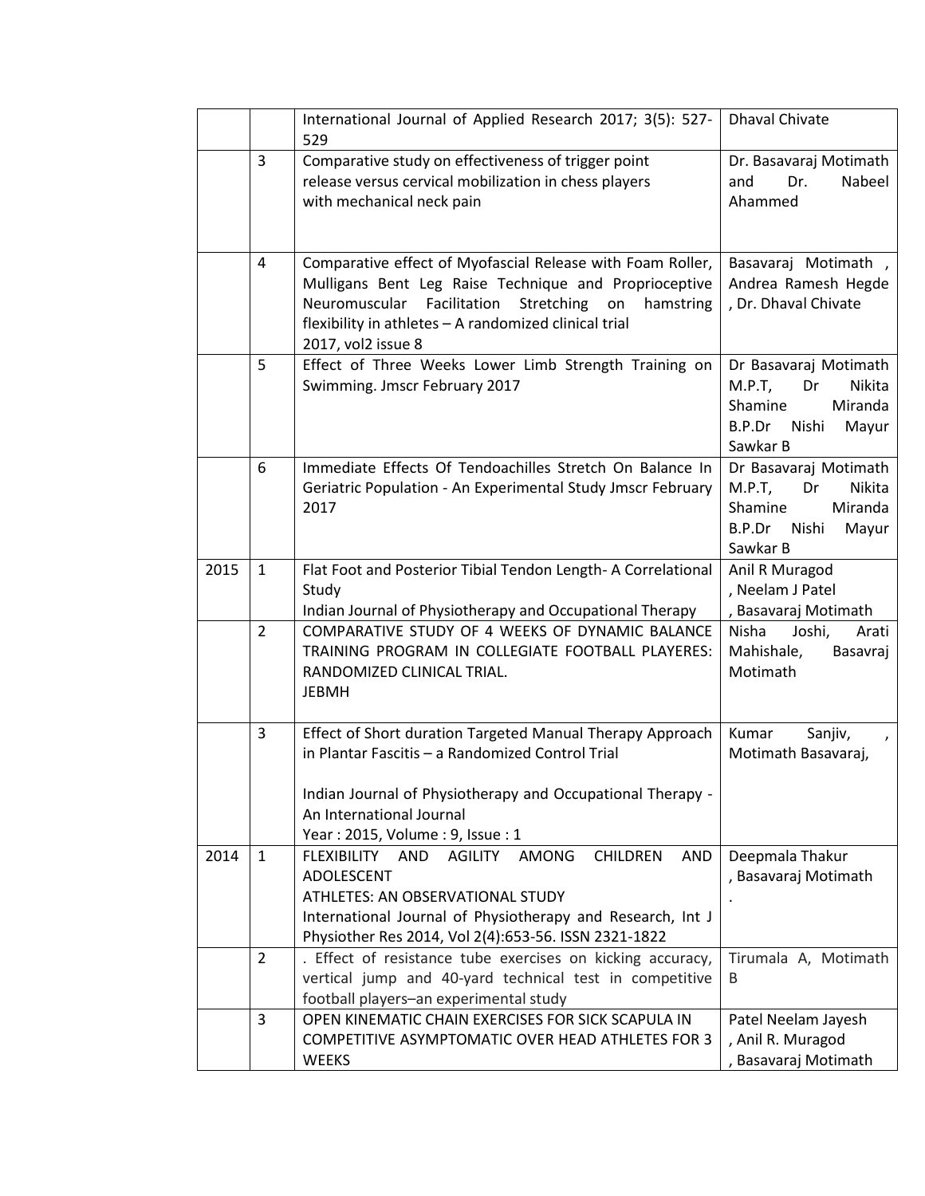| | | | |
|---|---|---|---|
| | | International Journal of Applied Research 2017; 3(5): 527-529 | Dhaval Chivate |
| | 3 | Comparative study on effectiveness of trigger point release versus cervical mobilization in chess players with mechanical neck pain | Dr. Basavaraj Motimath and Dr. Nabeel Ahammed |
| | 4 | Comparative effect of Myofascial Release with Foam Roller, Mulligans Bent Leg Raise Technique and Proprioceptive Neuromuscular Facilitation Stretching on hamstring flexibility in athletes – A randomized clinical trial 2017, vol2 issue 8 | Basavaraj Motimath , Andrea Ramesh Hegde , Dr. Dhaval Chivate |
| | 5 | Effect of Three Weeks Lower Limb Strength Training on Swimming. Jmscr February 2017 | Dr Basavaraj Motimath M.P.T, Dr Nikita Shamine Miranda B.P.Dr Nishi Mayur Sawkar B |
| | 6 | Immediate Effects Of Tendoachilles Stretch On Balance In Geriatric Population - An Experimental Study Jmscr February 2017 | Dr Basavaraj Motimath M.P.T, Dr Nikita Shamine Miranda B.P.Dr Nishi Mayur Sawkar B |
| 2015 | 1 | Flat Foot and Posterior Tibial Tendon Length- A Correlational Study Indian Journal of Physiotherapy and Occupational Therapy | Anil R Muragod , Neelam J Patel , Basavaraj Motimath |
| | 2 | COMPARATIVE STUDY OF 4 WEEKS OF DYNAMIC BALANCE TRAINING PROGRAM IN COLLEGIATE FOOTBALL PLAYERES: RANDOMIZED CLINICAL TRIAL. JEBMH | Nisha Joshi, Arati Mahishale, Basavraj Motimath |
| | 3 | Effect of Short duration Targeted Manual Therapy Approach in Plantar Fascitis – a Randomized Control Trial<br><br>Indian Journal of Physiotherapy and Occupational Therapy - An International Journal<br>Year : 2015, Volume : 9, Issue : 1 | Kumar Sanjiv, , Motimath Basavaraj, |
| 2014 | 1 | FLEXIBILITY AND AGILITY AMONG CHILDREN AND ADOLESCENT ATHLETES: AN OBSERVATIONAL STUDY International Journal of Physiotherapy and Research, Int J Physiother Res 2014, Vol 2(4):653-56. ISSN 2321-1822 | Deepmala Thakur , Basavaraj Motimath . |
| | 2 | . Effect of resistance tube exercises on kicking accuracy, vertical jump and 40-yard technical test in competitive football players–an experimental study | Tirumala A, Motimath B |
| | 3 | OPEN KINEMATIC CHAIN EXERCISES FOR SICK SCAPULA IN COMPETITIVE ASYMPTOMATIC OVER HEAD ATHLETES FOR 3 WEEKS | Patel Neelam Jayesh , Anil R. Muragod , Basavaraj Motimath |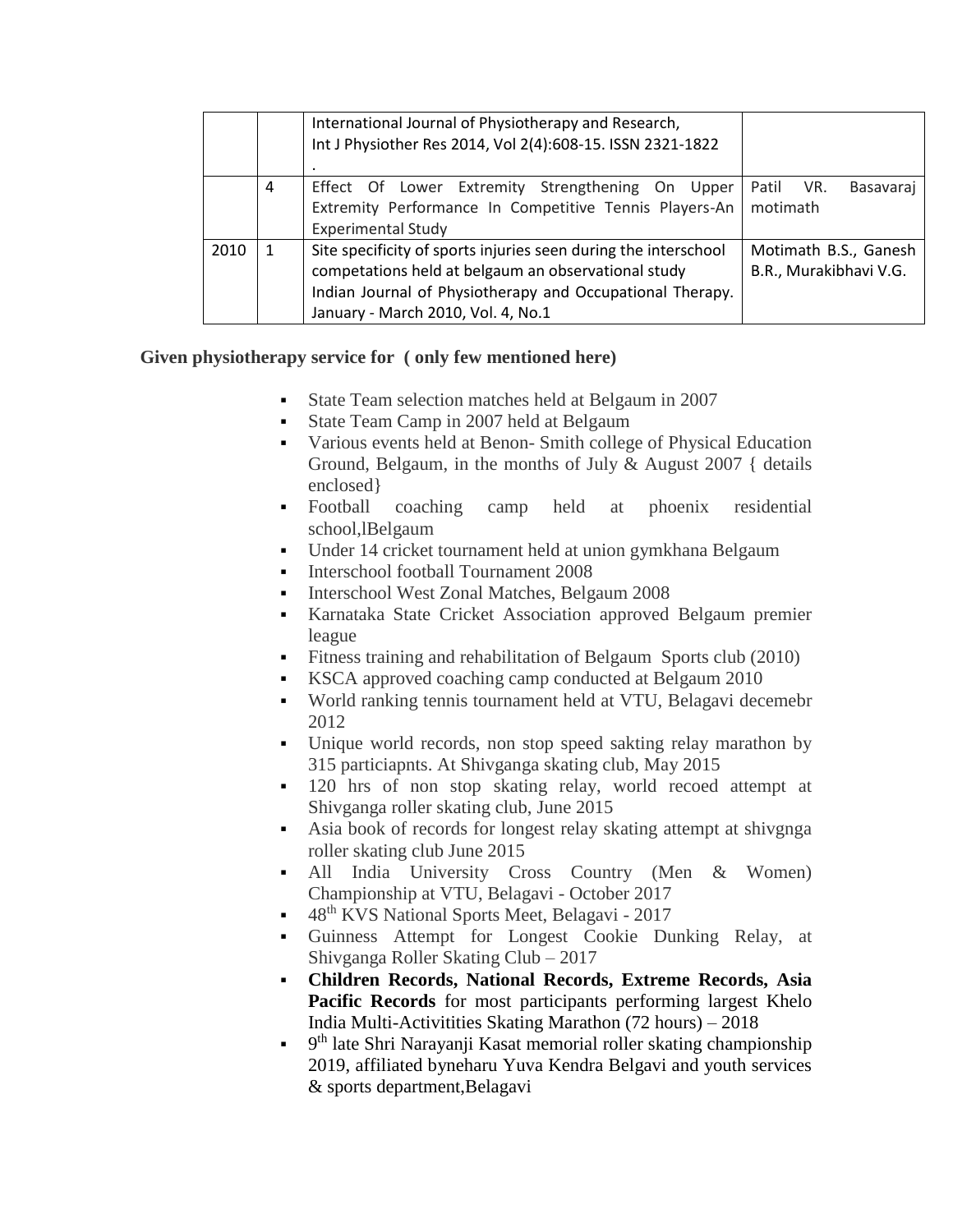|  |  | International Journal of Physiotherapy and Research, Int J Physiother Res 2014, Vol 2(4):608-15. ISSN 2321-1822 . |  |
|---|---|---|---|
|  | 4 | Effect Of Lower Extremity Strengthening On Upper Extremity Performance In Competitive Tennis Players-An Experimental Study | Patil VR. Basavaraj motimath |
| 2010 | 1 | Site specificity of sports injuries seen during the interschool competations held at belgaum an observational study Indian Journal of Physiotherapy and Occupational Therapy. January - March 2010, Vol. 4, No.1 | Motimath B.S., Ganesh B.R., Murakibhavi V.G. |

**Given physiotherapy service for ( only few mentioned here)**

- State Team selection matches held at Belgaum in 2007
- State Team Camp in 2007 held at Belgaum
- Various events held at Benon- Smith college of Physical Education Ground, Belgaum, in the months of July & August 2007 { details enclosed}
- Football coaching camp held at phoenix residential school,lBelgaum
- Under 14 cricket tournament held at union gymkhana Belgaum
- Interschool football Tournament 2008
- Interschool West Zonal Matches, Belgaum 2008
- Karnataka State Cricket Association approved Belgaum premier league
- Fitness training and rehabilitation of Belgaum Sports club (2010)
- KSCA approved coaching camp conducted at Belgaum 2010
- World ranking tennis tournament held at VTU, Belagavi decemebr 2012
- Unique world records, non stop speed sakting relay marathon by 315 particiapnts. At Shivganga skating club, May 2015
- 120 hrs of non stop skating relay, world recoed attempt at Shivganga roller skating club, June 2015
- Asia book of records for longest relay skating attempt at shivgnga roller skating club June 2015
- All India University Cross Country (Men & Women) Championship at VTU, Belagavi - October 2017
- 48th KVS National Sports Meet, Belagavi - 2017
- Guinness Attempt for Longest Cookie Dunking Relay, at Shivganga Roller Skating Club – 2017
- **Children Records, National Records, Extreme Records, Asia Pacific Records** for most participants performing largest Khelo India Multi-Activitities Skating Marathon (72 hours) – 2018
- 9th late Shri Narayanji Kasat memorial roller skating championship 2019, affiliated byneharu Yuva Kendra Belgavi and youth services & sports department,Belagavi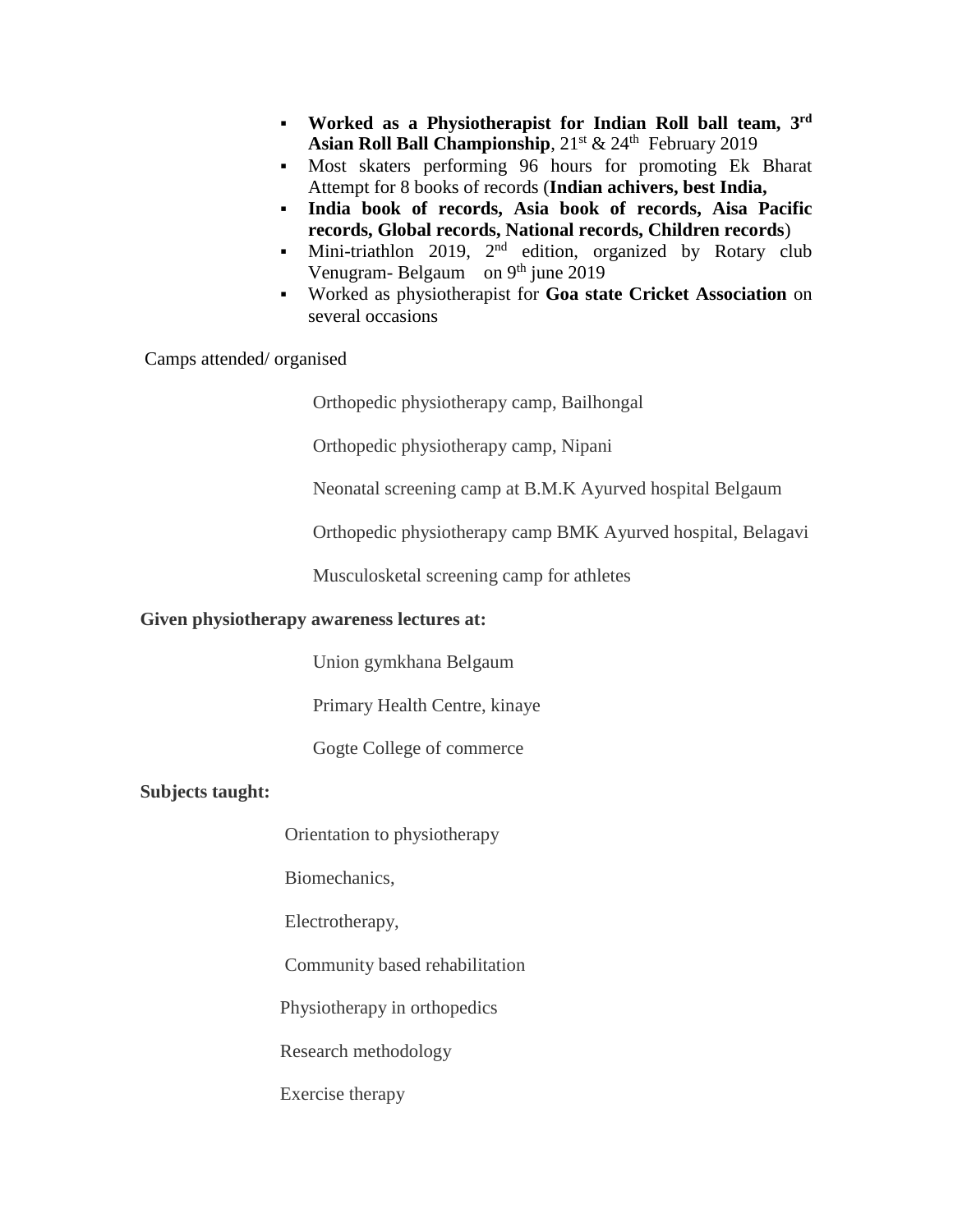- **Worked as a Physiotherapist for Indian Roll ball team, 3rd Asian Roll Ball Championship**, 21st & 24th February 2019
- Most skaters performing 96 hours for promoting Ek Bharat Attempt for 8 books of records (**Indian achivers, best India,**
- **India book of records, Asia book of records, Aisa Pacific records, Global records, National records, Children records**)
- Mini-triathlon 2019, 2nd edition, organized by Rotary club Venugram- Belgaum on 9th june 2019
- Worked as physiotherapist for **Goa state Cricket Association** on several occasions

Camps attended/ organised

Orthopedic physiotherapy camp, Bailhongal

Orthopedic physiotherapy camp, Nipani

Neonatal screening camp at B.M.K Ayurved hospital Belgaum

Orthopedic physiotherapy camp BMK Ayurved hospital, Belagavi

Musculosketal screening camp for athletes

**Given physiotherapy awareness lectures at:**

Union gymkhana Belgaum

Primary Health Centre, kinaye

Gogte College of commerce

**Subjects taught:**

Orientation to physiotherapy

Biomechanics,

Electrotherapy,

Community based rehabilitation

Physiotherapy in orthopedics

Research methodology

Exercise therapy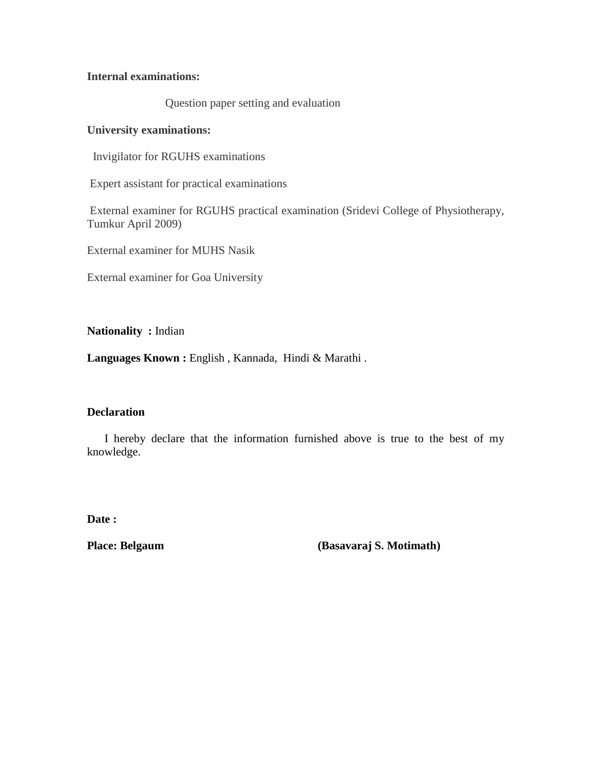**Internal examinations:**

Question paper setting and evaluation

**University examinations:**

Invigilator for RGUHS examinations

Expert assistant for practical examinations

External examiner for RGUHS practical examination (Sridevi College of Physiotherapy, Tumkur April 2009)

External examiner for MUHS Nasik

External examiner for Goa University

**Nationality :** Indian

**Languages Known :** English , Kannada, Hindi & Marathi .

**Declaration**

I hereby declare that the information furnished above is true to the best of my knowledge.

**Date :**

**Place: Belgaum** **(Basavaraj S. Motimath)**